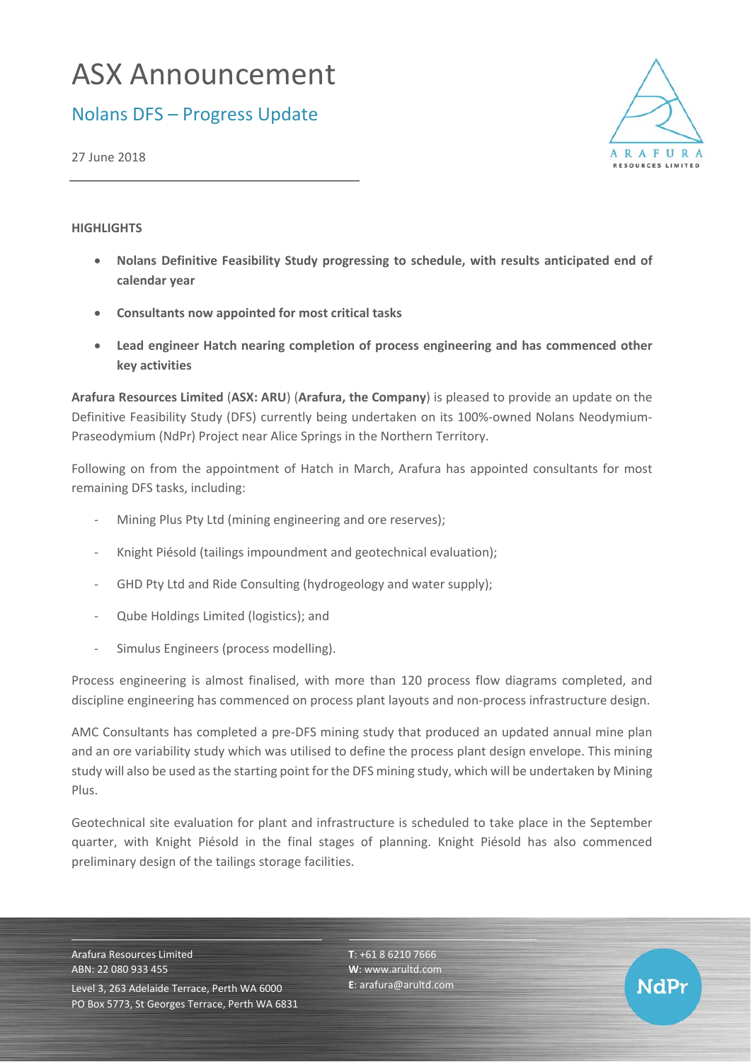# ASX Announcement

## Nolans DFS – Progress Update

27 June 2018

**HIGHLIGHTS**

- **Nolans Definitive Feasibility Study progressing to schedule, with results anticipated end of calendar year**
- **Consultants now appointed for most critical tasks**
- **Lead engineer Hatch nearing completion of process engineering and has commenced other key activities**

**Arafura Resources Limited** (**ASX: ARU**) (**Arafura, the Company**) is pleased to provide an update on the Definitive Feasibility Study (DFS) currently being undertaken on its 100%-owned Nolans Neodymium-Praseodymium (NdPr) Project near Alice Springs in the Northern Territory.

Following on from the appointment of Hatch in March, Arafura has appointed consultants for most remaining DFS tasks, including:

- Mining Plus Pty Ltd (mining engineering and ore reserves);
- Knight Piésold (tailings impoundment and geotechnical evaluation);
- GHD Pty Ltd and Ride Consulting (hydrogeology and water supply);
- Qube Holdings Limited (logistics); and
- Simulus Engineers (process modelling).

Process engineering is almost finalised, with more than 120 process flow diagrams completed, and discipline engineering has commenced on process plant layouts and non-process infrastructure design.

AMC Consultants has completed a pre-DFS mining study that produced an updated annual mine plan and an ore variability study which was utilised to define the process plant design envelope. This mining study will also be used as the starting point for the DFS mining study, which will be undertaken by Mining Plus.

Geotechnical site evaluation for plant and infrastructure is scheduled to take place in the September quarter, with Knight Piésold in the final stages of planning. Knight Piésold has also commenced preliminary design of the tailings storage facilities.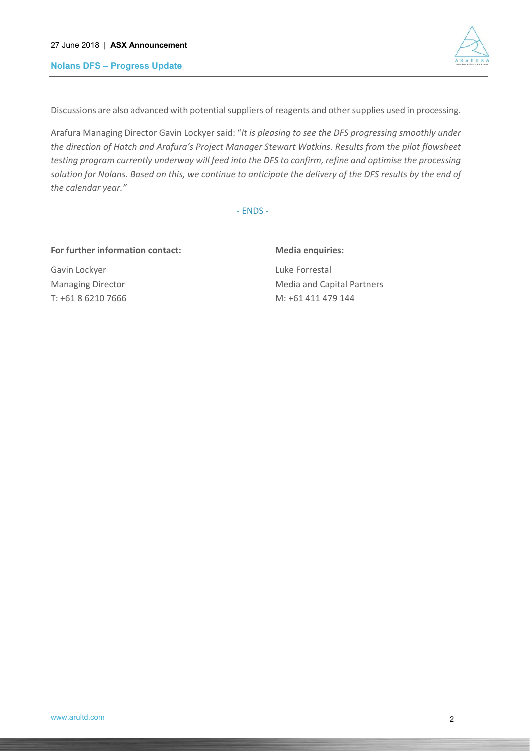Discussions are also advanced with potential suppliers of reagents and other supplies used in processing.

Arafura Managing Director Gavin Lockyer said: "*It is pleasing to see the DFS progressing smoothly under the direction of Hatch and Arafura's Project Manager Stewart Watkins. Results from the pilot flowsheet testing program currently underway will feed into the DFS to confirm, refine and optimise the processing solution for Nolans. Based on this, we continue to anticipate the delivery of the DFS results by the end of the calendar year.*"

- ENDS -

**For further information contact:**

Gavin Lockyer
Managing Director
T: +61 8 6210 7666

**Media enquiries:**

Luke Forrestal
Media and Capital Partners
M: +61 411 479 144